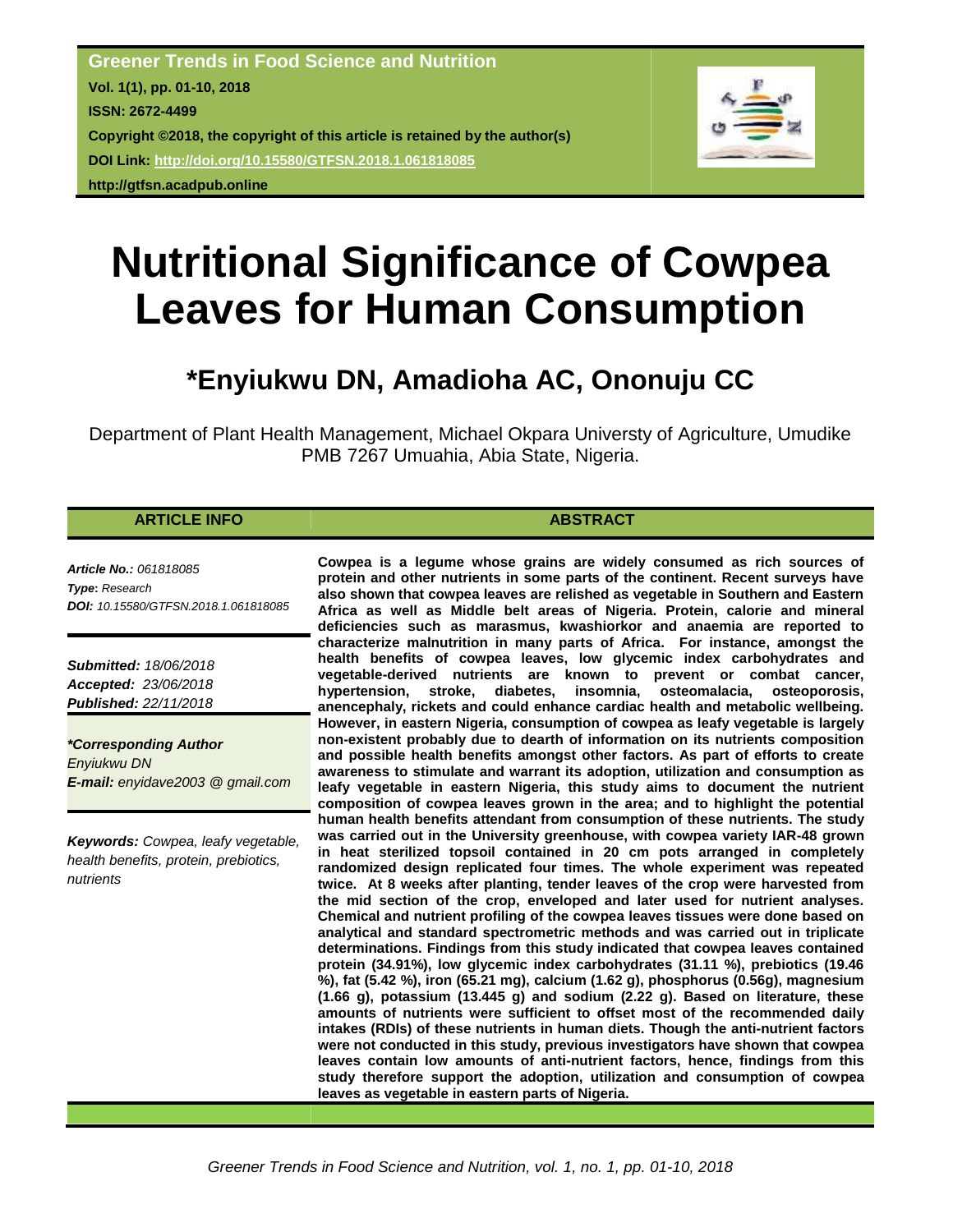**Greener Trends in Food Science and Nutrition**
**Vol. 1(1), pp. 01-10, 2018**
**ISSN: 2672-4499**
**Copyright ©2018, the copyright of this article is retained by the author(s)**
**DOI Link: http://doi.org/10.15580/GTFSN.2018.1.061818085**
**http://gtfsn.acadpub.online**

# Nutritional Significance of Cowpea Leaves for Human Consumption

## *Enyiukwu DN, Amadioha AC, Ononuju CC

Department of Plant Health Management, Michael Okpara Universty of Agriculture, Umudike PMB 7267 Umuahia, Abia State, Nigeria.

### ARTICLE INFO

*Article No.: 061818085*
*Type: Research*
*DOI: 10.15580/GTFSN.2018.1.061818085*

*Submitted: 18/06/2018*
*Accepted: 23/06/2018*
*Published: 22/11/2018*

***Corresponding Author***
*Enyiukwu DN*
***E-mail:** enyidave2003 @ gmail.com*

***Keywords:** Cowpea, leafy vegetable, health benefits, protein, prebiotics, nutrients*

### ABSTRACT

**Cowpea is a legume whose grains are widely consumed as rich sources of protein and other nutrients in some parts of the continent. Recent surveys have also shown that cowpea leaves are relished as vegetable in Southern and Eastern Africa as well as Middle belt areas of Nigeria. Protein, calorie and mineral deficiencies such as marasmus, kwashiorkor and anaemia are reported to characterize malnutrition in many parts of Africa. For instance, amongst the health benefits of cowpea leaves, low glycemic index carbohydrates and vegetable-derived nutrients are known to prevent or combat cancer, hypertension, stroke, diabetes, insomnia, osteomalacia, osteoporosis, anencephaly, rickets and could enhance cardiac health and metabolic wellbeing. However, in eastern Nigeria, consumption of cowpea as leafy vegetable is largely non-existent probably due to dearth of information on its nutrients composition and possible health benefits amongst other factors. As part of efforts to create awareness to stimulate and warrant its adoption, utilization and consumption as leafy vegetable in eastern Nigeria, this study aims to document the nutrient composition of cowpea leaves grown in the area; and to highlight the potential human health benefits attendant from consumption of these nutrients. The study was carried out in the University greenhouse, with cowpea variety IAR-48 grown in heat sterilized topsoil contained in 20 cm pots arranged in completely randomized design replicated four times. The whole experiment was repeated twice. At 8 weeks after planting, tender leaves of the crop were harvested from the mid section of the crop, enveloped and later used for nutrient analyses. Chemical and nutrient profiling of the cowpea leaves tissues were done based on analytical and standard spectrometric methods and was carried out in triplicate determinations. Findings from this study indicated that cowpea leaves contained protein (34.91%), low glycemic index carbohydrates (31.11 %), prebiotics (19.46 %), fat (5.42 %), iron (65.21 mg), calcium (1.62 g), phosphorus (0.56g), magnesium (1.66 g), potassium (13.445 g) and sodium (2.22 g). Based on literature, these amounts of nutrients were sufficient to offset most of the recommended daily intakes (RDIs) of these nutrients in human diets. Though the anti-nutrient factors were not conducted in this study, previous investigators have shown that cowpea leaves contain low amounts of anti-nutrient factors, hence, findings from this study therefore support the adoption, utilization and consumption of cowpea leaves as vegetable in eastern parts of Nigeria.**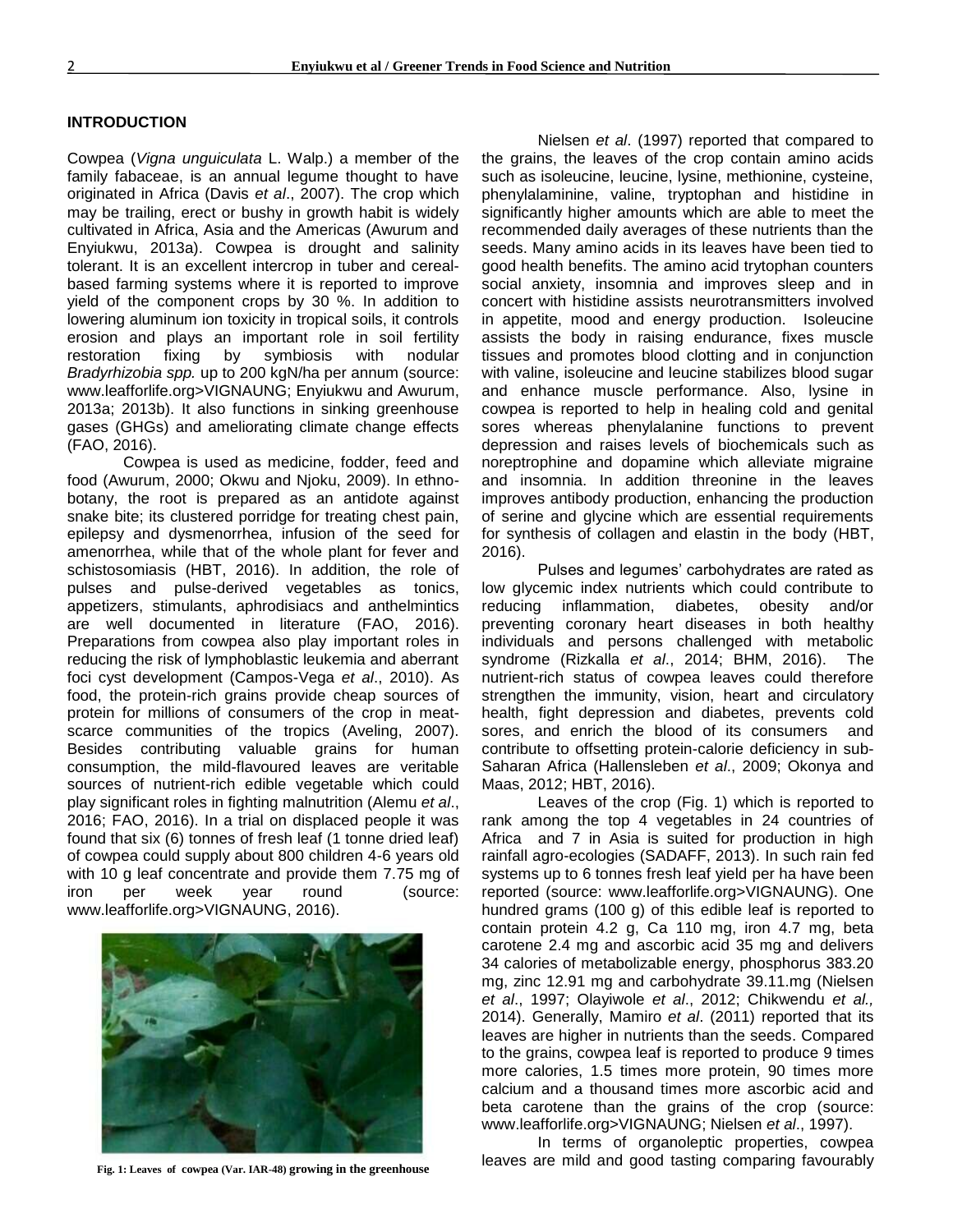## INTRODUCTION

Cowpea (*Vigna unguiculata* L. Walp.) a member of the family fabaceae, is an annual legume thought to have originated in Africa (Davis *et al*., 2007). The crop which may be trailing, erect or bushy in growth habit is widely cultivated in Africa, Asia and the Americas (Awurum and Enyiukwu, 2013a). Cowpea is drought and salinity tolerant. It is an excellent intercrop in tuber and cereal-based farming systems where it is reported to improve yield of the component crops by 30 %. In addition to lowering aluminum ion toxicity in tropical soils, it controls erosion and plays an important role in soil fertility restoration fixing by symbiosis with nodular *Bradyrhizobia spp.* up to 200 kgN/ha per annum (source: www.leafforlife.org>VIGNAUNG; Enyiukwu and Awurum, 2013a; 2013b). It also functions in sinking greenhouse gases (GHGs) and ameliorating climate change effects (FAO, 2016).

Cowpea is used as medicine, fodder, feed and food (Awurum, 2000; Okwu and Njoku, 2009). In ethno-botany, the root is prepared as an antidote against snake bite; its clustered porridge for treating chest pain, epilepsy and dysmenorrhea, infusion of the seed for amenorrhea, while that of the whole plant for fever and schistosomiasis (HBT, 2016). In addition, the role of pulses and pulse-derived vegetables as tonics, appetizers, stimulants, aphrodisiacs and anthelmintics are well documented in literature (FAO, 2016). Preparations from cowpea also play important roles in reducing the risk of lymphoblastic leukemia and aberrant foci cyst development (Campos-Vega *et al*., 2010). As food, the protein-rich grains provide cheap sources of protein for millions of consumers of the crop in meat-scarce communities of the tropics (Aveling, 2007). Besides contributing valuable grains for human consumption, the mild-flavoured leaves are veritable sources of nutrient-rich edible vegetable which could play significant roles in fighting malnutrition (Alemu *et al*., 2016; FAO, 2016). In a trial on displaced people it was found that six (6) tonnes of fresh leaf (1 tonne dried leaf) of cowpea could supply about 800 children 4-6 years old with 10 g leaf concentrate and provide them 7.75 mg of iron per week year round (source: www.leafforlife.org>VIGNAUNG, 2016).

Fig. 1: Leaves of cowpea (Var. IAR-48) growing in the greenhouse

Nielsen *et al*. (1997) reported that compared to the grains, the leaves of the crop contain amino acids such as isoleucine, leucine, lysine, methionine, cysteine, phenylalaminine, valine, tryptophan and histidine in significantly higher amounts which are able to meet the recommended daily averages of these nutrients than the seeds. Many amino acids in its leaves have been tied to good health benefits. The amino acid trytophan counters social anxiety, insomnia and improves sleep and in concert with histidine assists neurotransmitters involved in appetite, mood and energy production. Isoleucine assists the body in raising endurance, fixes muscle tissues and promotes blood clotting and in conjunction with valine, isoleucine and leucine stabilizes blood sugar and enhance muscle performance. Also, lysine in cowpea is reported to help in healing cold and genital sores whereas phenylalanine functions to prevent depression and raises levels of biochemicals such as noreptrophine and dopamine which alleviate migraine and insomnia. In addition threonine in the leaves improves antibody production, enhancing the production of serine and glycine which are essential requirements for synthesis of collagen and elastin in the body (HBT, 2016).

Pulses and legumes' carbohydrates are rated as low glycemic index nutrients which could contribute to reducing inflammation, diabetes, obesity and/or preventing coronary heart diseases in both healthy individuals and persons challenged with metabolic syndrome (Rizkalla *et al*., 2014; BHM, 2016). The nutrient-rich status of cowpea leaves could therefore strengthen the immunity, vision, heart and circulatory health, fight depression and diabetes, prevents cold sores, and enrich the blood of its consumers and contribute to offsetting protein-calorie deficiency in sub-Saharan Africa (Hallensleben *et al*., 2009; Okonya and Maas, 2012; HBT, 2016).

Leaves of the crop (Fig. 1) which is reported to rank among the top 4 vegetables in 24 countries of Africa and 7 in Asia is suited for production in high rainfall agro-ecologies (SADAFF, 2013). In such rain fed systems up to 6 tonnes fresh leaf yield per ha have been reported (source: www.leafforlife.org>VIGNAUNG). One hundred grams (100 g) of this edible leaf is reported to contain protein 4.2 g, Ca 110 mg, iron 4.7 mg, beta carotene 2.4 mg and ascorbic acid 35 mg and delivers 34 calories of metabolizable energy, phosphorus 383.20 mg, zinc 12.91 mg and carbohydrate 39.11.mg (Nielsen *et al*., 1997; Olayiwole *et al*., 2012; Chikwendu *et al.,* 2014). Generally, Mamiro *et al*. (2011) reported that its leaves are higher in nutrients than the seeds. Compared to the grains, cowpea leaf is reported to produce 9 times more calories, 1.5 times more protein, 90 times more calcium and a thousand times more ascorbic acid and beta carotene than the grains of the crop (source: www.leafforlife.org>VIGNAUNG; Nielsen *et al*., 1997).

In terms of organoleptic properties, cowpea leaves are mild and good tasting comparing favourably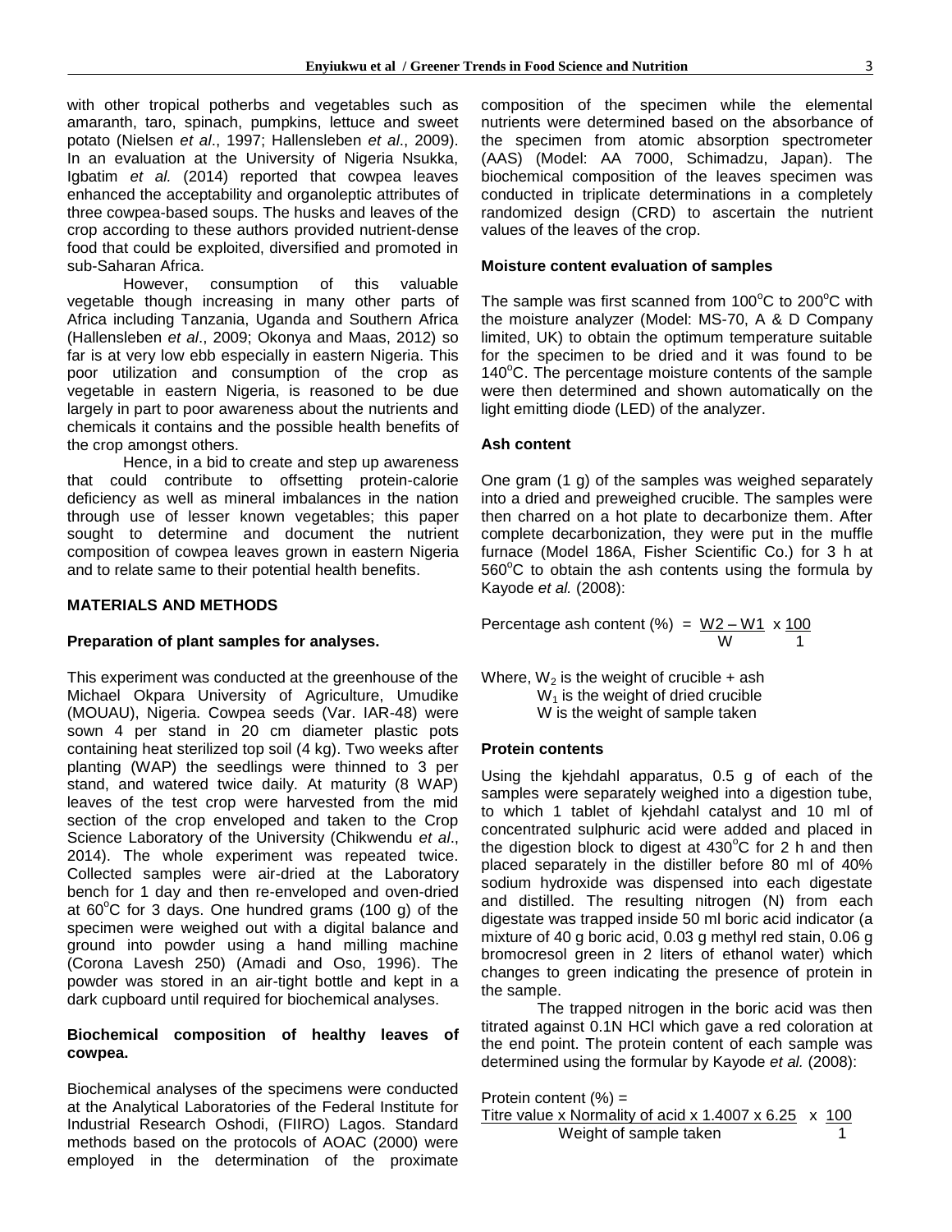with other tropical potherbs and vegetables such as amaranth, taro, spinach, pumpkins, lettuce and sweet potato (Nielsen *et al*., 1997; Hallensleben *et al*., 2009). In an evaluation at the University of Nigeria Nsukka, Igbatim *et al.* (2014) reported that cowpea leaves enhanced the acceptability and organoleptic attributes of three cowpea-based soups. The husks and leaves of the crop according to these authors provided nutrient-dense food that could be exploited, diversified and promoted in sub-Saharan Africa.

However, consumption of this valuable vegetable though increasing in many other parts of Africa including Tanzania, Uganda and Southern Africa (Hallensleben *et al*., 2009; Okonya and Maas, 2012) so far is at very low ebb especially in eastern Nigeria. This poor utilization and consumption of the crop as vegetable in eastern Nigeria, is reasoned to be due largely in part to poor awareness about the nutrients and chemicals it contains and the possible health benefits of the crop amongst others.

Hence, in a bid to create and step up awareness that could contribute to offsetting protein-calorie deficiency as well as mineral imbalances in the nation through use of lesser known vegetables; this paper sought to determine and document the nutrient composition of cowpea leaves grown in eastern Nigeria and to relate same to their potential health benefits.

## MATERIALS AND METHODS

### Preparation of plant samples for analyses.

This experiment was conducted at the greenhouse of the Michael Okpara University of Agriculture, Umudike (MOUAU), Nigeria. Cowpea seeds (Var. IAR-48) were sown 4 per stand in 20 cm diameter plastic pots containing heat sterilized top soil (4 kg). Two weeks after planting (WAP) the seedlings were thinned to 3 per stand, and watered twice daily. At maturity (8 WAP) leaves of the test crop were harvested from the mid section of the crop enveloped and taken to the Crop Science Laboratory of the University (Chikwendu *et al*., 2014). The whole experiment was repeated twice. Collected samples were air-dried at the Laboratory bench for 1 day and then re-enveloped and oven-dried at 60$^{o}$C for 3 days. One hundred grams (100 g) of the specimen were weighed out with a digital balance and ground into powder using a hand milling machine (Corona Lavesh 250) (Amadi and Oso, 1996). The powder was stored in an air-tight bottle and kept in a dark cupboard until required for biochemical analyses.

### Biochemical composition of healthy leaves of cowpea.

Biochemical analyses of the specimens were conducted at the Analytical Laboratories of the Federal Institute for Industrial Research Oshodi, (FIIRO) Lagos. Standard methods based on the protocols of AOAC (2000) were employed in the determination of the proximate composition of the specimen while the elemental nutrients were determined based on the absorbance of the specimen from atomic absorption spectrometer (AAS) (Model: AA 7000, Schimadzu, Japan). The biochemical composition of the leaves specimen was conducted in triplicate determinations in a completely randomized design (CRD) to ascertain the nutrient values of the leaves of the crop.

### Moisture content evaluation of samples

The sample was first scanned from 100$^{o}$C to 200$^{o}$C with the moisture analyzer (Model: MS-70, A & D Company limited, UK) to obtain the optimum temperature suitable for the specimen to be dried and it was found to be 140$^{o}$C. The percentage moisture contents of the sample were then determined and shown automatically on the light emitting diode (LED) of the analyzer.

### Ash content

One gram (1 g) of the samples was weighed separately into a dried and preweighed crucible. The samples were then charred on a hot plate to decarbonize them. After complete decarbonization, they were put in the muffle furnace (Model 186A, Fisher Scientific Co.) for 3 h at 560$^{o}$C to obtain the ash contents using the formula by Kayode *et al.* (2008):

$$\text{Percentage ash content (\%)} = \frac{W2 - W1}{W} \times \frac{100}{1}$$

Where, $W_2$ is the weight of crucible + ash
$W_1$ is the weight of dried crucible
W is the weight of sample taken

### Protein contents

Using the kjehdahl apparatus, 0.5 g of each of the samples were separately weighed into a digestion tube, to which 1 tablet of kjehdahl catalyst and 10 ml of concentrated sulphuric acid were added and placed in the digestion block to digest at 430$^{o}$C for 2 h and then placed separately in the distiller before 80 ml of 40% sodium hydroxide was dispensed into each digestate and distilled. The resulting nitrogen (N) from each digestate was trapped inside 50 ml boric acid indicator (a mixture of 40 g boric acid, 0.03 g methyl red stain, 0.06 g bromocresol green in 2 liters of ethanol water) which changes to green indicating the presence of protein in the sample.

The trapped nitrogen in the boric acid was then titrated against 0.1N HCl which gave a red coloration at the end point. The protein content of each sample was determined using the formular by Kayode *et al.* (2008):

$$\text{Protein content (\%)} = \frac{\text{Titre value} \times \text{Normality of acid} \times 1.4007 \times 6.25}{\text{Weight of sample taken}} \times \frac{100}{1}$$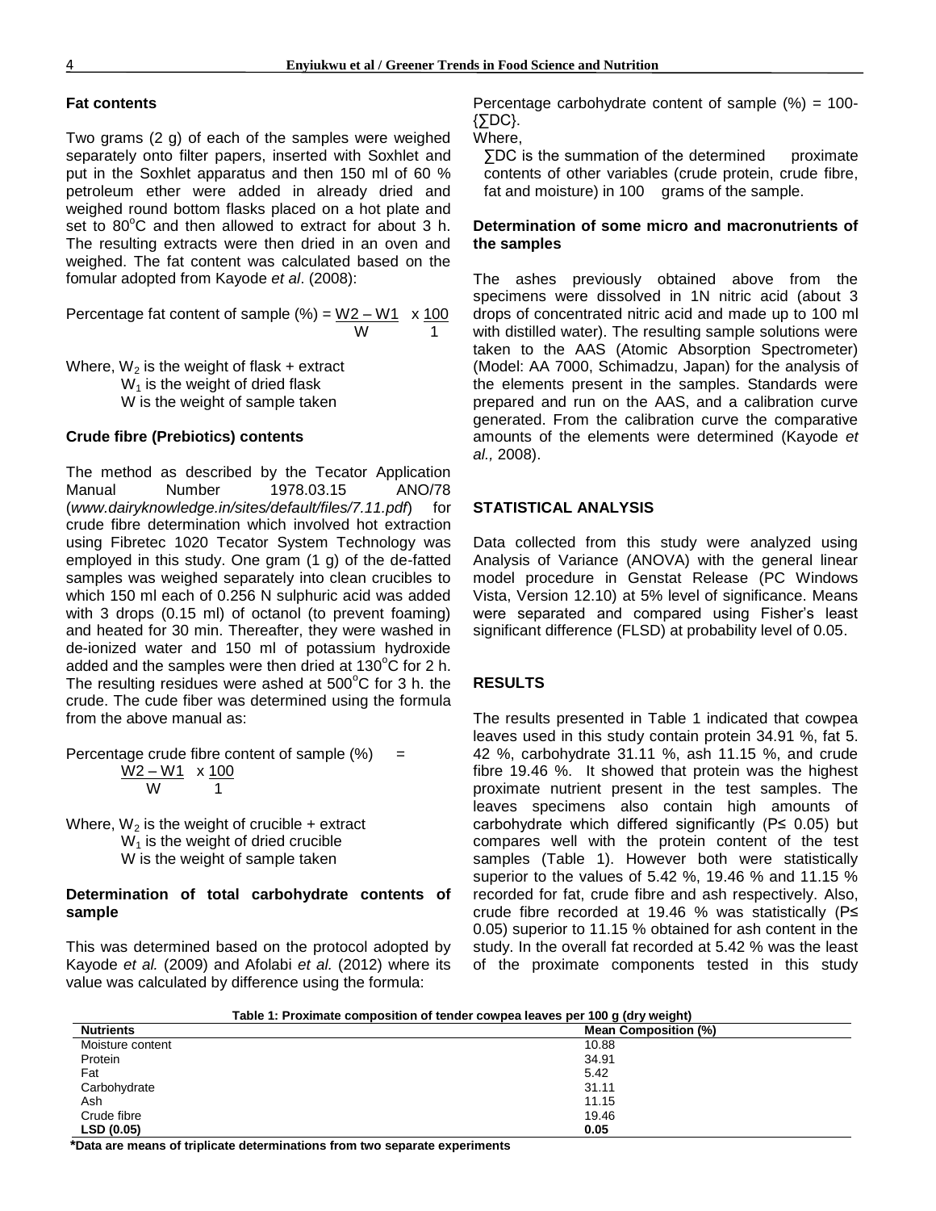### Fat contents

Two grams (2 g) of each of the samples were weighed separately onto filter papers, inserted with Soxhlet and put in the Soxhlet apparatus and then 150 ml of 60 % petroleum ether were added in already dried and weighed round bottom flasks placed on a hot plate and set to 80°C and then allowed to extract for about 3 h. The resulting extracts were then dried in an oven and weighed. The fat content was calculated based on the fomular adopted from Kayode *et al*. (2008):

$$\text{Percentage fat content of sample (\%)} = \frac{W2 - W1}{W} \times \frac{100}{1}$$

Where, $W_2$ is the weight of flask + extract
$W_1$ is the weight of dried flask
W is the weight of sample taken

### Crude fibre (Prebiotics) contents

The method as described by the Tecator Application Manual Number 1978.03.15 ANO/78 (*www.dairyknowledge.in/sites/default/files/7.11.pdf*) for crude fibre determination which involved hot extraction using Fibretec 1020 Tecator System Technology was employed in this study. One gram (1 g) of the de-fatted samples was weighed separately into clean crucibles to which 150 ml each of 0.256 N sulphuric acid was added with 3 drops (0.15 ml) of octanol (to prevent foaming) and heated for 30 min. Thereafter, they were washed in de-ionized water and 150 ml of potassium hydroxide added and the samples were then dried at 130°C for 2 h. The resulting residues were ashed at 500°C for 3 h. the crude. The cude fiber was determined using the formula from the above manual as:

$$\text{Percentage crude fibre content of sample (\%)} = \frac{W2 - W1}{W} \times \frac{100}{1}$$

Where, $W_2$ is the weight of crucible + extract
$W_1$ is the weight of dried crucible
W is the weight of sample taken

### Determination of total carbohydrate contents of sample

This was determined based on the protocol adopted by Kayode *et al.* (2009) and Afolabi *et al.* (2012) where its value was calculated by difference using the formula:

Percentage carbohydrate content of sample (%) = 100-{∑DC}.

Where,

∑DC is the summation of the determined proximate contents of other variables (crude protein, crude fibre, fat and moisture) in 100 grams of the sample.

### Determination of some micro and macronutrients of the samples

The ashes previously obtained above from the specimens were dissolved in 1N nitric acid (about 3 drops of concentrated nitric acid and made up to 100 ml with distilled water). The resulting sample solutions were taken to the AAS (Atomic Absorption Spectrometer) (Model: AA 7000, Schimadzu, Japan) for the analysis of the elements present in the samples. Standards were prepared and run on the AAS, and a calibration curve generated. From the calibration curve the comparative amounts of the elements were determined (Kayode *et al.,* 2008).

## STATISTICAL ANALYSIS

Data collected from this study were analyzed using Analysis of Variance (ANOVA) with the general linear model procedure in Genstat Release (PC Windows Vista, Version 12.10) at 5% level of significance. Means were separated and compared using Fisher's least significant difference (FLSD) at probability level of 0.05.

## RESULTS

The results presented in Table 1 indicated that cowpea leaves used in this study contain protein 34.91 %, fat 5. 42 %, carbohydrate 31.11 %, ash 11.15 %, and crude fibre 19.46 %. It showed that protein was the highest proximate nutrient present in the test samples. The leaves specimens also contain high amounts of carbohydrate which differed significantly ($P \leq 0.05$) but compares well with the protein content of the test samples (Table 1). However both were statistically superior to the values of 5.42 %, 19.46 % and 11.15 % recorded for fat, crude fibre and ash respectively. Also, crude fibre recorded at 19.46 % was statistically ($P \leq 0.05$) superior to 11.15 % obtained for ash content in the study. In the overall fat recorded at 5.42 % was the least of the proximate components tested in this study

**Table 1: Proximate composition of tender cowpea leaves per 100 g (dry weight)**

| Nutrients | Mean Composition (%) |
|---|---|
| Moisture content | 10.88 |
| Protein | 34.91 |
| Fat | 5.42 |
| Carbohydrate | 31.11 |
| Ash | 11.15 |
| Crude fibre | 19.46 |
| **LSD (0.05)** | **0.05** |

***Data are means of triplicate determinations from two separate experiments**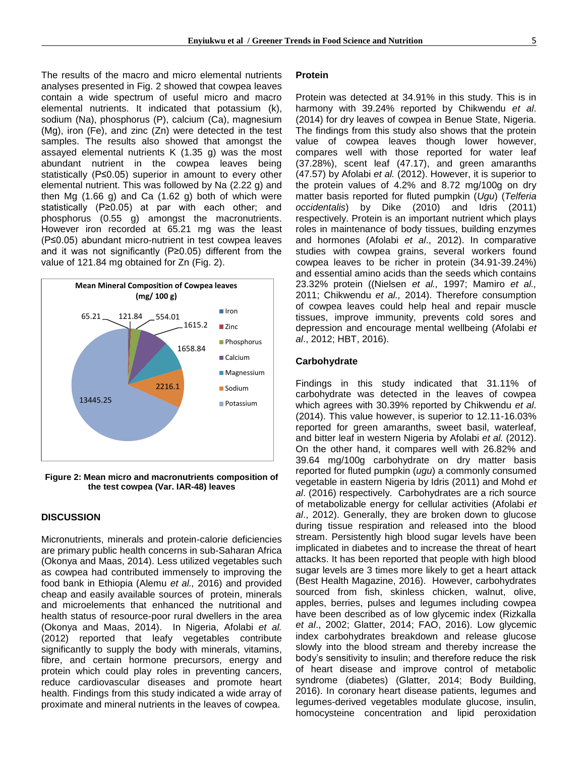The results of the macro and micro elemental nutrients analyses presented in Fig. 2 showed that cowpea leaves contain a wide spectrum of useful micro and macro elemental nutrients. It indicated that potassium (k), sodium (Na), phosphorus (P), calcium (Ca), magnesium (Mg), iron (Fe), and zinc (Zn) were detected in the test samples. The results also showed that amongst the assayed elemental nutrients K (1.35 g) was the most abundant nutrient in the cowpea leaves being statistically (P≤0.05) superior in amount to every other elemental nutrient. This was followed by Na (2.22 g) and then Mg (1.66 g) and Ca (1.62 g) both of which were statistically (P≥0.05) at par with each other; and phosphorus (0.55 g) amongst the macronutrients. However iron recorded at 65.21 mg was the least (P≤0.05) abundant micro-nutrient in test cowpea leaves and it was not significantly (P≥0.05) different from the value of 121.84 mg obtained for Zn (Fig. 2).

**Mean Mineral Composition of Cowpea leaves (mg/ 100 g)**

| Mineral | Value |
|---|---|
| Iron | 65.21 |
| Zinc | 121.84 |
| Phosphorus | 554.01 |
| Calcium | 1615.2 |
| Magnessium | 1658.84 |
| Sodium | 2216.1 |
| Potassium | 13445.25 |

**Figure 2: Mean micro and macronutrients composition of the test cowpea (Var. IAR-48) leaves**

## DISCUSSION

Micronutrients, minerals and protein-calorie deficiencies are primary public health concerns in sub-Saharan Africa (Okonya and Maas, 2014). Less utilized vegetables such as cowpea had contributed immensely to improving the food bank in Ethiopia (Alemu *et al.,* 2016) and provided cheap and easily available sources of protein, minerals and microelements that enhanced the nutritional and health status of resource-poor rural dwellers in the area (Okonya and Maas, 2014). In Nigeria, Afolabi *et al.* (2012) reported that leafy vegetables contribute significantly to supply the body with minerals, vitamins, fibre, and certain hormone precursors, energy and protein which could play roles in preventing cancers, reduce cardiovascular diseases and promote heart health. Findings from this study indicated a wide array of proximate and mineral nutrients in the leaves of cowpea.

### Protein

Protein was detected at 34.91% in this study. This is in harmony with 39.24% reported by Chikwendu *et al*. (2014) for dry leaves of cowpea in Benue State, Nigeria. The findings from this study also shows that the protein value of cowpea leaves though lower however, compares well with those reported for water leaf (37.28%), scent leaf (47.17), and green amaranths (47.57) by Afolabi *et al.* (2012). However, it is superior to the protein values of 4.2% and 8.72 mg/100g on dry matter basis reported for fluted pumpkin (*Ugu*) (*Telferia occidentalis*) by Dike (2010) and Idris (2011) respectively. Protein is an important nutrient which plays roles in maintenance of body tissues, building enzymes and hormones (Afolabi *et al*., 2012). In comparative studies with cowpea grains, several workers found cowpea leaves to be richer in protein (34.91-39.24%) and essential amino acids than the seeds which contains 23.32% protein ((Nielsen *et al.,* 1997; Mamiro *et al.,* 2011; Chikwendu *et al.,* 2014). Therefore consumption of cowpea leaves could help heal and repair muscle tissues, improve immunity, prevents cold sores and depression and encourage mental wellbeing (Afolabi *et al*., 2012; HBT, 2016).

### Carbohydrate

Findings in this study indicated that 31.11% of carbohydrate was detected in the leaves of cowpea which agrees with 30.39% reported by Chikwendu *et al*. (2014). This value however, is superior to 12.11-16.03% reported for green amaranths, sweet basil, waterleaf, and bitter leaf in western Nigeria by Afolabi *et al.* (2012). On the other hand, it compares well with 26.82% and 39.64 mg/100g carbohydrate on dry matter basis reported for fluted pumpkin (*ugu*) a commonly consumed vegetable in eastern Nigeria by Idris (2011) and Mohd *et al*. (2016) respectively. Carbohydrates are a rich source of metabolizable energy for cellular activities (Afolabi *et al*., 2012). Generally, they are broken down to glucose during tissue respiration and released into the blood stream. Persistently high blood sugar levels have been implicated in diabetes and to increase the threat of heart attacks. It has been reported that people with high blood sugar levels are 3 times more likely to get a heart attack (Best Health Magazine, 2016). However, carbohydrates sourced from fish, skinless chicken, walnut, olive, apples, berries, pulses and legumes including cowpea have been described as of low glycemic index (Rizkalla *et al*., 2002; Glatter, 2014; FAO, 2016). Low glycemic index carbohydrates breakdown and release glucose slowly into the blood stream and thereby increase the body's sensitivity to insulin; and therefore reduce the risk of heart disease and improve control of metabolic syndrome (diabetes) (Glatter, 2014; Body Building, 2016). In coronary heart disease patients, legumes and legumes-derived vegetables modulate glucose, insulin, homocysteine concentration and lipid peroxidation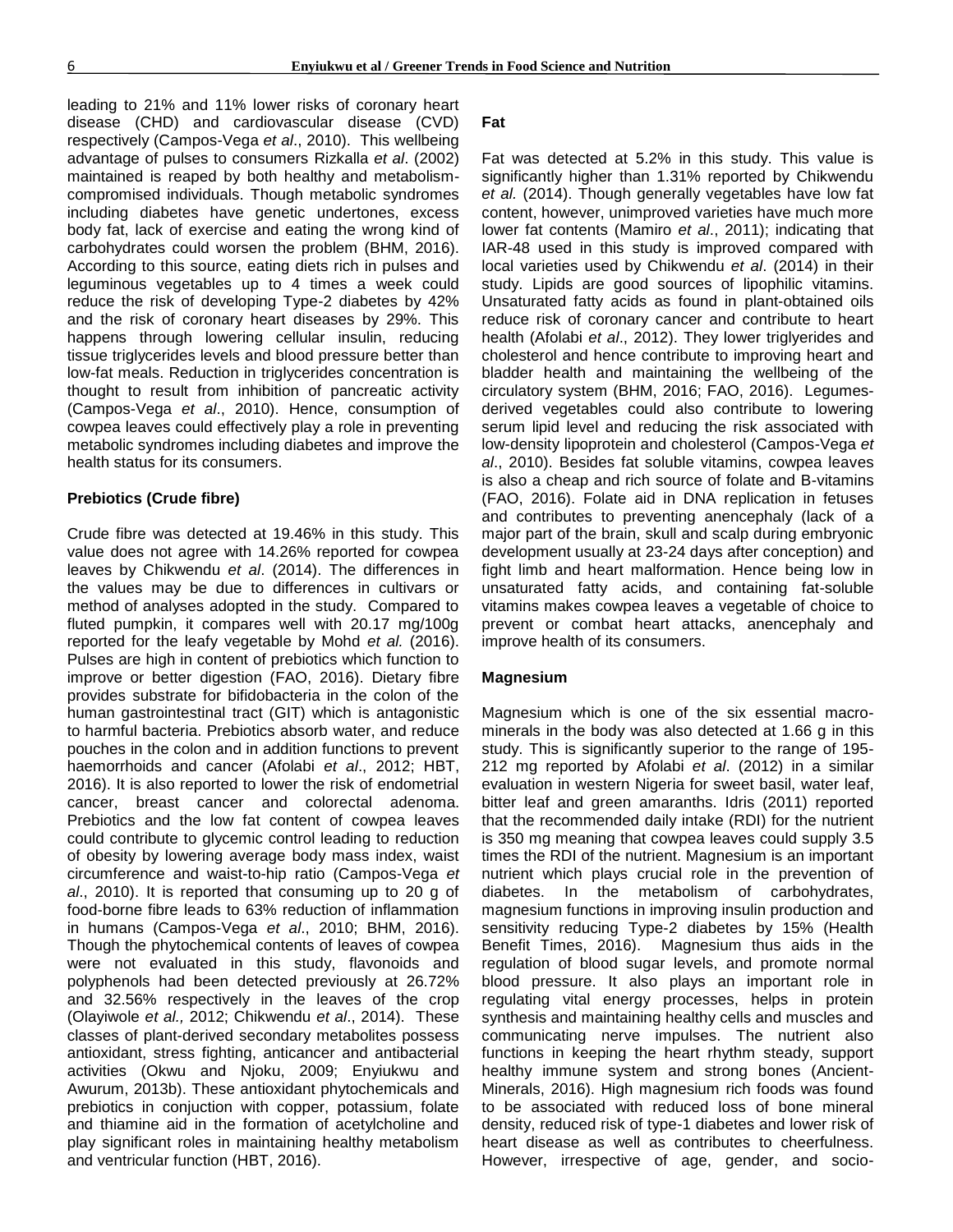leading to 21% and 11% lower risks of coronary heart disease (CHD) and cardiovascular disease (CVD) respectively (Campos-Vega *et al*., 2010). This wellbeing advantage of pulses to consumers Rizkalla *et al*. (2002) maintained is reaped by both healthy and metabolism-compromised individuals. Though metabolic syndromes including diabetes have genetic undertones, excess body fat, lack of exercise and eating the wrong kind of carbohydrates could worsen the problem (BHM, 2016). According to this source, eating diets rich in pulses and leguminous vegetables up to 4 times a week could reduce the risk of developing Type-2 diabetes by 42% and the risk of coronary heart diseases by 29%. This happens through lowering cellular insulin, reducing tissue triglycerides levels and blood pressure better than low-fat meals. Reduction in triglycerides concentration is thought to result from inhibition of pancreatic activity (Campos-Vega *et al*., 2010). Hence, consumption of cowpea leaves could effectively play a role in preventing metabolic syndromes including diabetes and improve the health status for its consumers.

**Prebiotics (Crude fibre)**

Crude fibre was detected at 19.46% in this study. This value does not agree with 14.26% reported for cowpea leaves by Chikwendu *et al*. (2014). The differences in the values may be due to differences in cultivars or method of analyses adopted in the study. Compared to fluted pumpkin, it compares well with 20.17 mg/100g reported for the leafy vegetable by Mohd *et al.* (2016). Pulses are high in content of prebiotics which function to improve or better digestion (FAO, 2016). Dietary fibre provides substrate for bifidobacteria in the colon of the human gastrointestinal tract (GIT) which is antagonistic to harmful bacteria. Prebiotics absorb water, and reduce pouches in the colon and in addition functions to prevent haemorrhoids and cancer (Afolabi *et al*., 2012; HBT, 2016). It is also reported to lower the risk of endometrial cancer, breast cancer and colorectal adenoma. Prebiotics and the low fat content of cowpea leaves could contribute to glycemic control leading to reduction of obesity by lowering average body mass index, waist circumference and waist-to-hip ratio (Campos-Vega *et al*., 2010). It is reported that consuming up to 20 g of food-borne fibre leads to 63% reduction of inflammation in humans (Campos-Vega *et al*., 2010; BHM, 2016). Though the phytochemical contents of leaves of cowpea were not evaluated in this study, flavonoids and polyphenols had been detected previously at 26.72% and 32.56% respectively in the leaves of the crop (Olayiwole *et al.,* 2012; Chikwendu *et al*., 2014). These classes of plant-derived secondary metabolites possess antioxidant, stress fighting, anticancer and antibacterial activities (Okwu and Njoku, 2009; Enyiukwu and Awurum, 2013b). These antioxidant phytochemicals and prebiotics in conjuction with copper, potassium, folate and thiamine aid in the formation of acetylcholine and play significant roles in maintaining healthy metabolism and ventricular function (HBT, 2016).

**Fat**

Fat was detected at 5.2% in this study. This value is significantly higher than 1.31% reported by Chikwendu *et al.* (2014). Though generally vegetables have low fat content, however, unimproved varieties have much more lower fat contents (Mamiro *et al*., 2011); indicating that IAR-48 used in this study is improved compared with local varieties used by Chikwendu *et al*. (2014) in their study. Lipids are good sources of lipophilic vitamins. Unsaturated fatty acids as found in plant-obtained oils reduce risk of coronary cancer and contribute to heart health (Afolabi *et al*., 2012). They lower triglyerides and cholesterol and hence contribute to improving heart and bladder health and maintaining the wellbeing of the circulatory system (BHM, 2016; FAO, 2016). Legumes-derived vegetables could also contribute to lowering serum lipid level and reducing the risk associated with low-density lipoprotein and cholesterol (Campos-Vega *et al*., 2010). Besides fat soluble vitamins, cowpea leaves is also a cheap and rich source of folate and B-vitamins (FAO, 2016). Folate aid in DNA replication in fetuses and contributes to preventing anencephaly (lack of a major part of the brain, skull and scalp during embryonic development usually at 23-24 days after conception) and fight limb and heart malformation. Hence being low in unsaturated fatty acids, and containing fat-soluble vitamins makes cowpea leaves a vegetable of choice to prevent or combat heart attacks, anencephaly and improve health of its consumers.

**Magnesium**

Magnesium which is one of the six essential macro-minerals in the body was also detected at 1.66 g in this study. This is significantly superior to the range of 195-212 mg reported by Afolabi *et al*. (2012) in a similar evaluation in western Nigeria for sweet basil, water leaf, bitter leaf and green amaranths. Idris (2011) reported that the recommended daily intake (RDI) for the nutrient is 350 mg meaning that cowpea leaves could supply 3.5 times the RDI of the nutrient. Magnesium is an important nutrient which plays crucial role in the prevention of diabetes. In the metabolism of carbohydrates, magnesium functions in improving insulin production and sensitivity reducing Type-2 diabetes by 15% (Health Benefit Times, 2016). Magnesium thus aids in the regulation of blood sugar levels, and promote normal blood pressure. It also plays an important role in regulating vital energy processes, helps in protein synthesis and maintaining healthy cells and muscles and communicating nerve impulses. The nutrient also functions in keeping the heart rhythm steady, support healthy immune system and strong bones (Ancient-Minerals, 2016). High magnesium rich foods was found to be associated with reduced loss of bone mineral density, reduced risk of type-1 diabetes and lower risk of heart disease as well as contributes to cheerfulness. However, irrespective of age, gender, and socio-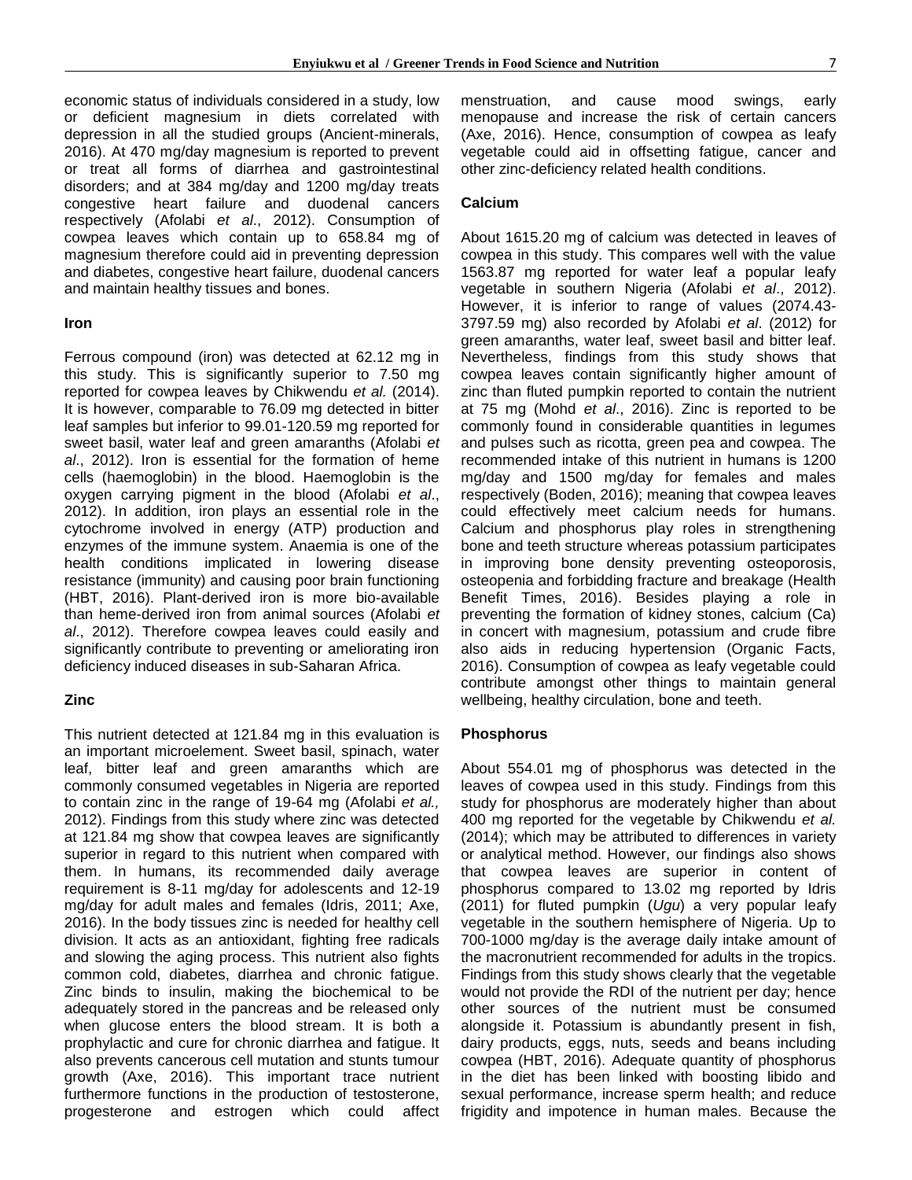economic status of individuals considered in a study, low or deficient magnesium in diets correlated with depression in all the studied groups (Ancient-minerals, 2016). At 470 mg/day magnesium is reported to prevent or treat all forms of diarrhea and gastrointestinal disorders; and at 384 mg/day and 1200 mg/day treats congestive heart failure and duodenal cancers respectively (Afolabi *et al*., 2012). Consumption of cowpea leaves which contain up to 658.84 mg of magnesium therefore could aid in preventing depression and diabetes, congestive heart failure, duodenal cancers and maintain healthy tissues and bones.

**Iron**

Ferrous compound (iron) was detected at 62.12 mg in this study. This is significantly superior to 7.50 mg reported for cowpea leaves by Chikwendu *et al.* (2014). It is however, comparable to 76.09 mg detected in bitter leaf samples but inferior to 99.01-120.59 mg reported for sweet basil, water leaf and green amaranths (Afolabi *et al*., 2012). Iron is essential for the formation of heme cells (haemoglobin) in the blood. Haemoglobin is the oxygen carrying pigment in the blood (Afolabi *et al*., 2012). In addition, iron plays an essential role in the cytochrome involved in energy (ATP) production and enzymes of the immune system. Anaemia is one of the health conditions implicated in lowering disease resistance (immunity) and causing poor brain functioning (HBT, 2016). Plant-derived iron is more bio-available than heme-derived iron from animal sources (Afolabi *et al*., 2012). Therefore cowpea leaves could easily and significantly contribute to preventing or ameliorating iron deficiency induced diseases in sub-Saharan Africa.

**Zinc**

This nutrient detected at 121.84 mg in this evaluation is an important microelement. Sweet basil, spinach, water leaf, bitter leaf and green amaranths which are commonly consumed vegetables in Nigeria are reported to contain zinc in the range of 19-64 mg (Afolabi *et al.,* 2012). Findings from this study where zinc was detected at 121.84 mg show that cowpea leaves are significantly superior in regard to this nutrient when compared with them. In humans, its recommended daily average requirement is 8-11 mg/day for adolescents and 12-19 mg/day for adult males and females (Idris, 2011; Axe, 2016). In the body tissues zinc is needed for healthy cell division. It acts as an antioxidant, fighting free radicals and slowing the aging process. This nutrient also fights common cold, diabetes, diarrhea and chronic fatigue. Zinc binds to insulin, making the biochemical to be adequately stored in the pancreas and be released only when glucose enters the blood stream. It is both a prophylactic and cure for chronic diarrhea and fatigue. It also prevents cancerous cell mutation and stunts tumour growth (Axe, 2016). This important trace nutrient furthermore functions in the production of testosterone, progesterone and estrogen which could affect menstruation, and cause mood swings, early menopause and increase the risk of certain cancers (Axe, 2016). Hence, consumption of cowpea as leafy vegetable could aid in offsetting fatigue, cancer and other zinc-deficiency related health conditions.

**Calcium**

About 1615.20 mg of calcium was detected in leaves of cowpea in this study. This compares well with the value 1563.87 mg reported for water leaf a popular leafy vegetable in southern Nigeria (Afolabi *et al*., 2012). However, it is inferior to range of values (2074.43-3797.59 mg) also recorded by Afolabi *et al*. (2012) for green amaranths, water leaf, sweet basil and bitter leaf. Nevertheless, findings from this study shows that cowpea leaves contain significantly higher amount of zinc than fluted pumpkin reported to contain the nutrient at 75 mg (Mohd *et al*., 2016). Zinc is reported to be commonly found in considerable quantities in legumes and pulses such as ricotta, green pea and cowpea. The recommended intake of this nutrient in humans is 1200 mg/day and 1500 mg/day for females and males respectively (Boden, 2016); meaning that cowpea leaves could effectively meet calcium needs for humans. Calcium and phosphorus play roles in strengthening bone and teeth structure whereas potassium participates in improving bone density preventing osteoporosis, osteopenia and forbidding fracture and breakage (Health Benefit Times, 2016). Besides playing a role in preventing the formation of kidney stones, calcium (Ca) in concert with magnesium, potassium and crude fibre also aids in reducing hypertension (Organic Facts, 2016). Consumption of cowpea as leafy vegetable could contribute amongst other things to maintain general wellbeing, healthy circulation, bone and teeth.

**Phosphorus**

About 554.01 mg of phosphorus was detected in the leaves of cowpea used in this study. Findings from this study for phosphorus are moderately higher than about 400 mg reported for the vegetable by Chikwendu *et al.* (2014); which may be attributed to differences in variety or analytical method. However, our findings also shows that cowpea leaves are superior in content of phosphorus compared to 13.02 mg reported by Idris (2011) for fluted pumpkin (*Ugu*) a very popular leafy vegetable in the southern hemisphere of Nigeria. Up to 700-1000 mg/day is the average daily intake amount of the macronutrient recommended for adults in the tropics. Findings from this study shows clearly that the vegetable would not provide the RDI of the nutrient per day; hence other sources of the nutrient must be consumed alongside it. Potassium is abundantly present in fish, dairy products, eggs, nuts, seeds and beans including cowpea (HBT, 2016). Adequate quantity of phosphorus in the diet has been linked with boosting libido and sexual performance, increase sperm health; and reduce frigidity and impotence in human males. Because the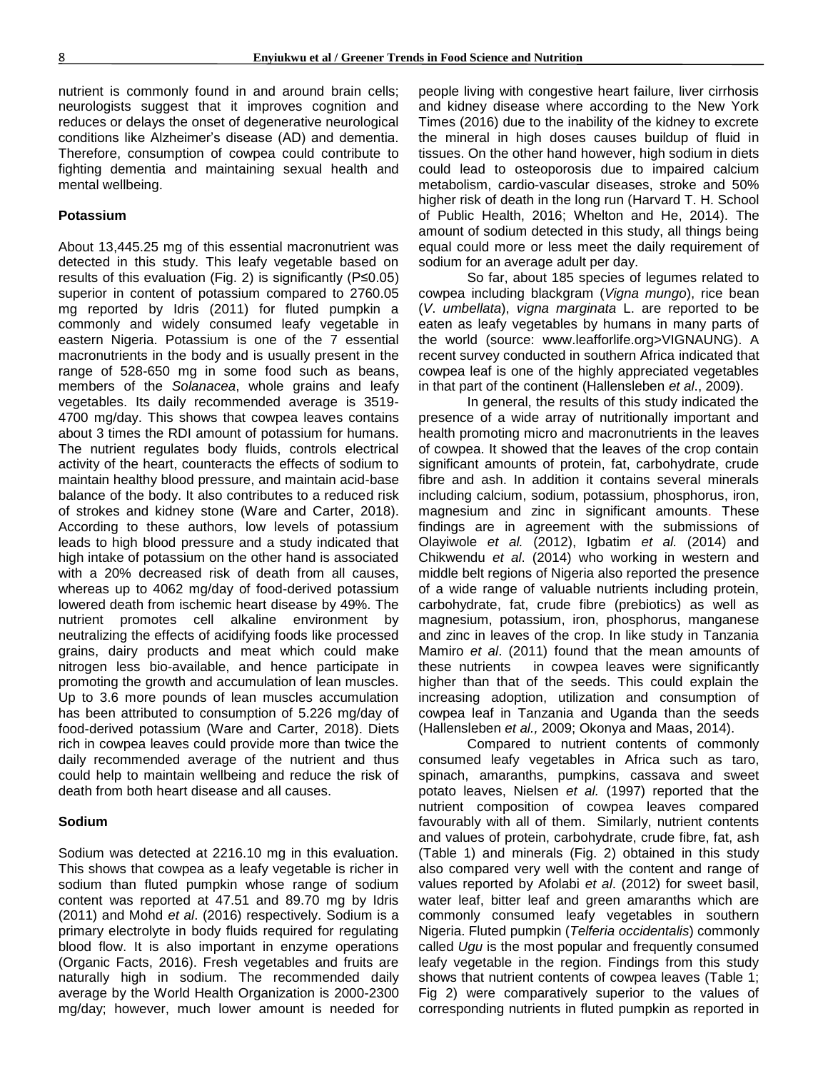nutrient is commonly found in and around brain cells; neurologists suggest that it improves cognition and reduces or delays the onset of degenerative neurological conditions like Alzheimer's disease (AD) and dementia. Therefore, consumption of cowpea could contribute to fighting dementia and maintaining sexual health and mental wellbeing.

### Potassium

About 13,445.25 mg of this essential macronutrient was detected in this study. This leafy vegetable based on results of this evaluation (Fig. 2) is significantly ($P \leq 0.05$) superior in content of potassium compared to 2760.05 mg reported by Idris (2011) for fluted pumpkin a commonly and widely consumed leafy vegetable in eastern Nigeria. Potassium is one of the 7 essential macronutrients in the body and is usually present in the range of 528-650 mg in some food such as beans, members of the *Solanacea*, whole grains and leafy vegetables. Its daily recommended average is 3519-4700 mg/day. This shows that cowpea leaves contains about 3 times the RDI amount of potassium for humans. The nutrient regulates body fluids, controls electrical activity of the heart, counteracts the effects of sodium to maintain healthy blood pressure, and maintain acid-base balance of the body. It also contributes to a reduced risk of strokes and kidney stone (Ware and Carter, 2018). According to these authors, low levels of potassium leads to high blood pressure and a study indicated that high intake of potassium on the other hand is associated with a 20% decreased risk of death from all causes, whereas up to 4062 mg/day of food-derived potassium lowered death from ischemic heart disease by 49%. The nutrient promotes cell alkaline environment by neutralizing the effects of acidifying foods like processed grains, dairy products and meat which could make nitrogen less bio-available, and hence participate in promoting the growth and accumulation of lean muscles. Up to 3.6 more pounds of lean muscles accumulation has been attributed to consumption of 5.226 mg/day of food-derived potassium (Ware and Carter, 2018). Diets rich in cowpea leaves could provide more than twice the daily recommended average of the nutrient and thus could help to maintain wellbeing and reduce the risk of death from both heart disease and all causes.

### Sodium

Sodium was detected at 2216.10 mg in this evaluation. This shows that cowpea as a leafy vegetable is richer in sodium than fluted pumpkin whose range of sodium content was reported at 47.51 and 89.70 mg by Idris (2011) and Mohd *et al*. (2016) respectively. Sodium is a primary electrolyte in body fluids required for regulating blood flow. It is also important in enzyme operations (Organic Facts, 2016). Fresh vegetables and fruits are naturally high in sodium. The recommended daily average by the World Health Organization is 2000-2300 mg/day; however, much lower amount is needed for people living with congestive heart failure, liver cirrhosis and kidney disease where according to the New York Times (2016) due to the inability of the kidney to excrete the mineral in high doses causes buildup of fluid in tissues. On the other hand however, high sodium in diets could lead to osteoporosis due to impaired calcium metabolism, cardio-vascular diseases, stroke and 50% higher risk of death in the long run (Harvard T. H. School of Public Health, 2016; Whelton and He, 2014). The amount of sodium detected in this study, all things being equal could more or less meet the daily requirement of sodium for an average adult per day.

So far, about 185 species of legumes related to cowpea including blackgram (*Vigna mungo*), rice bean (*V. umbellata*), *vigna marginata* L. are reported to be eaten as leafy vegetables by humans in many parts of the world (source: www.leafforlife.org>VIGNAUNG). A recent survey conducted in southern Africa indicated that cowpea leaf is one of the highly appreciated vegetables in that part of the continent (Hallensleben *et al*., 2009).

In general, the results of this study indicated the presence of a wide array of nutritionally important and health promoting micro and macronutrients in the leaves of cowpea. It showed that the leaves of the crop contain significant amounts of protein, fat, carbohydrate, crude fibre and ash. In addition it contains several minerals including calcium, sodium, potassium, phosphorus, iron, magnesium and zinc in significant amounts. These findings are in agreement with the submissions of Olayiwole *et al.* (2012), Igbatim *et al.* (2014) and Chikwendu *et al*. (2014) who working in western and middle belt regions of Nigeria also reported the presence of a wide range of valuable nutrients including protein, carbohydrate, fat, crude fibre (prebiotics) as well as magnesium, potassium, iron, phosphorus, manganese and zinc in leaves of the crop. In like study in Tanzania Mamiro *et al*. (2011) found that the mean amounts of these nutrients in cowpea leaves were significantly higher than that of the seeds. This could explain the increasing adoption, utilization and consumption of cowpea leaf in Tanzania and Uganda than the seeds (Hallensleben *et al.,* 2009; Okonya and Maas, 2014).

Compared to nutrient contents of commonly consumed leafy vegetables in Africa such as taro, spinach, amaranths, pumpkins, cassava and sweet potato leaves, Nielsen *et al.* (1997) reported that the nutrient composition of cowpea leaves compared favourably with all of them. Similarly, nutrient contents and values of protein, carbohydrate, crude fibre, fat, ash (Table 1) and minerals (Fig. 2) obtained in this study also compared very well with the content and range of values reported by Afolabi *et al*. (2012) for sweet basil, water leaf, bitter leaf and green amaranths which are commonly consumed leafy vegetables in southern Nigeria. Fluted pumpkin (*Telferia occidentalis*) commonly called *Ugu* is the most popular and frequently consumed leafy vegetable in the region. Findings from this study shows that nutrient contents of cowpea leaves (Table 1; Fig 2) were comparatively superior to the values of corresponding nutrients in fluted pumpkin as reported in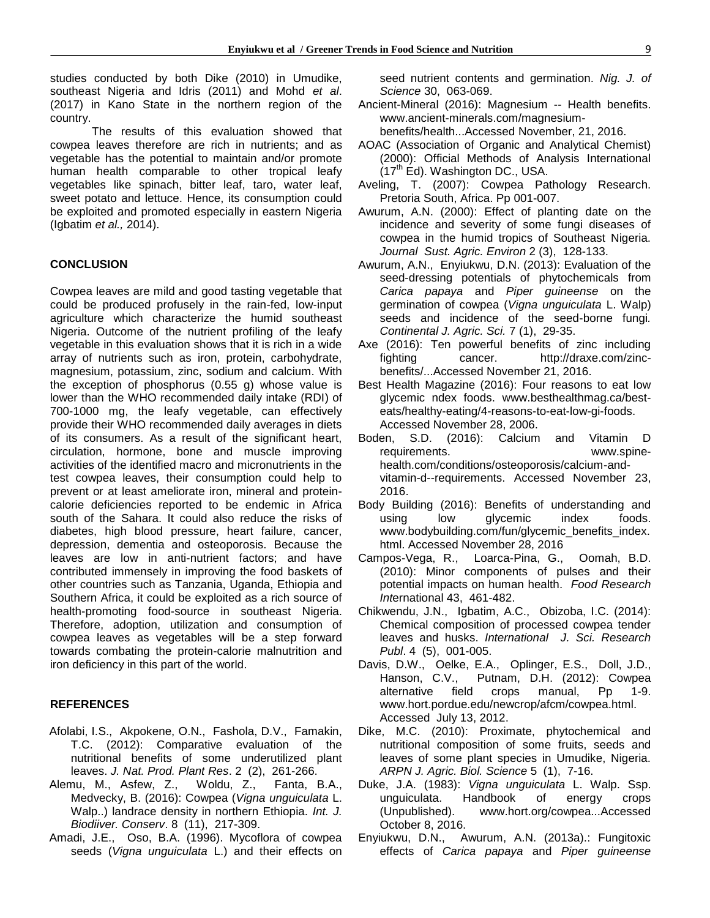studies conducted by both Dike (2010) in Umudike, southeast Nigeria and Idris (2011) and Mohd *et al*. (2017) in Kano State in the northern region of the country.

The results of this evaluation showed that cowpea leaves therefore are rich in nutrients; and as vegetable has the potential to maintain and/or promote human health comparable to other tropical leafy vegetables like spinach, bitter leaf, taro, water leaf, sweet potato and lettuce. Hence, its consumption could be exploited and promoted especially in eastern Nigeria (Igbatim *et al.,* 2014).

## CONCLUSION

Cowpea leaves are mild and good tasting vegetable that could be produced profusely in the rain-fed, low-input agriculture which characterize the humid southeast Nigeria. Outcome of the nutrient profiling of the leafy vegetable in this evaluation shows that it is rich in a wide array of nutrients such as iron, protein, carbohydrate, magnesium, potassium, zinc, sodium and calcium. With the exception of phosphorus (0.55 g) whose value is lower than the WHO recommended daily intake (RDI) of 700-1000 mg, the leafy vegetable, can effectively provide their WHO recommended daily averages in diets of its consumers. As a result of the significant heart, circulation, hormone, bone and muscle improving activities of the identified macro and micronutrients in the test cowpea leaves, their consumption could help to prevent or at least ameliorate iron, mineral and protein-calorie deficiencies reported to be endemic in Africa south of the Sahara. It could also reduce the risks of diabetes, high blood pressure, heart failure, cancer, depression, dementia and osteoporosis. Because the leaves are low in anti-nutrient factors; and have contributed immensely in improving the food baskets of other countries such as Tanzania, Uganda, Ethiopia and Southern Africa, it could be exploited as a rich source of health-promoting food-source in southeast Nigeria. Therefore, adoption, utilization and consumption of cowpea leaves as vegetables will be a step forward towards combating the protein-calorie malnutrition and iron deficiency in this part of the world.

## REFERENCES

Afolabi, I.S., Akpokene, O.N., Fashola, D.V., Famakin, T.C. (2012): Comparative evaluation of the nutritional benefits of some underutilized plant leaves. *J. Nat. Prod. Plant Res*. 2 (2), 261-266.

Alemu, M., Asfew, Z., Woldu, Z., Fanta, B.A., Medvecky, B. (2016): Cowpea (*Vigna unguiculata* L. Walp..) landrace density in northern Ethiopia. *Int. J. Biodiiver. Conserv*. 8 (11), 217-309.

Amadi, J.E., Oso, B.A. (1996). Mycoflora of cowpea seeds (*Vigna unguiculata* L.) and their effects on seed nutrient contents and germination. *Nig. J. of Science* 30, 063-069.

Ancient-Mineral (2016): Magnesium -- Health benefits. www.ancient-minerals.com/magnesium-benefits/health...Accessed November, 21, 2016.

AOAC (Association of Organic and Analytical Chemist) (2000): Official Methods of Analysis International ($17^{th}$ Ed). Washington DC., USA.

Aveling, T. (2007): Cowpea Pathology Research. Pretoria South, Africa. Pp 001-007.

Awurum, A.N. (2000): Effect of planting date on the incidence and severity of some fungi diseases of cowpea in the humid tropics of Southeast Nigeria. *Journal Sust. Agric. Environ* 2 (3), 128-133.

Awurum, A.N., Enyiukwu, D.N. (2013): Evaluation of the seed-dressing potentials of phytochemicals from *Carica papaya* and *Piper guineense* on the germination of cowpea (*Vigna unguiculata* L. Walp) seeds and incidence of the seed-borne fungi. *Continental J. Agric. Sci.* 7 (1), 29-35.

Axe (2016): Ten powerful benefits of zinc including fighting cancer. http://draxe.com/zinc-benefits/...Accessed November 21, 2016.

Best Health Magazine (2016): Four reasons to eat low glycemic ndex foods. www.besthealthmag.ca/best-eats/healthy-eating/4-reasons-to-eat-low-gi-foods. Accessed November 28, 2006.

Boden, S.D. (2016): Calcium and Vitamin D requirements. www.spine-health.com/conditions/osteoporosis/calcium-and-vitamin-d--requirements. Accessed November 23, 2016.

Body Building (2016): Benefits of understanding and using low glycemic index foods. www.bodybuilding.com/fun/glycemic_benefits_index.html. Accessed November 28, 2016

Campos-Vega, R., Loarca-Pina, G., Oomah, B.D. (2010): Minor components of pulses and their potential impacts on human health. *Food Research Int*ernational 43, 461-482.

Chikwendu, J.N., Igbatim, A.C., Obizoba, I.C. (2014): Chemical composition of processed cowpea tender leaves and husks. *International J. Sci. Research Publ*. 4 (5), 001-005.

Davis, D.W., Oelke, E.A., Oplinger, E.S., Doll, J.D., Hanson, C.V., Putnam, D.H. (2012): Cowpea alternative field crops manual, Pp 1-9. www.hort.pordue.edu/newcrop/afcm/cowpea.html. Accessed July 13, 2012.

Dike, M.C. (2010): Proximate, phytochemical and nutritional composition of some fruits, seeds and leaves of some plant species in Umudike, Nigeria. *ARPN J. Agric. Biol. Science* 5 (1), 7-16.

Duke, J.A. (1983): *Vigna unguiculata* L. Walp. Ssp. unguiculata. Handbook of energy crops (Unpublished). www.hort.org/cowpea...Accessed October 8, 2016.

Enyiukwu, D.N., Awurum, A.N. (2013a).: Fungitoxic effects of *Carica papaya* and *Piper guineense*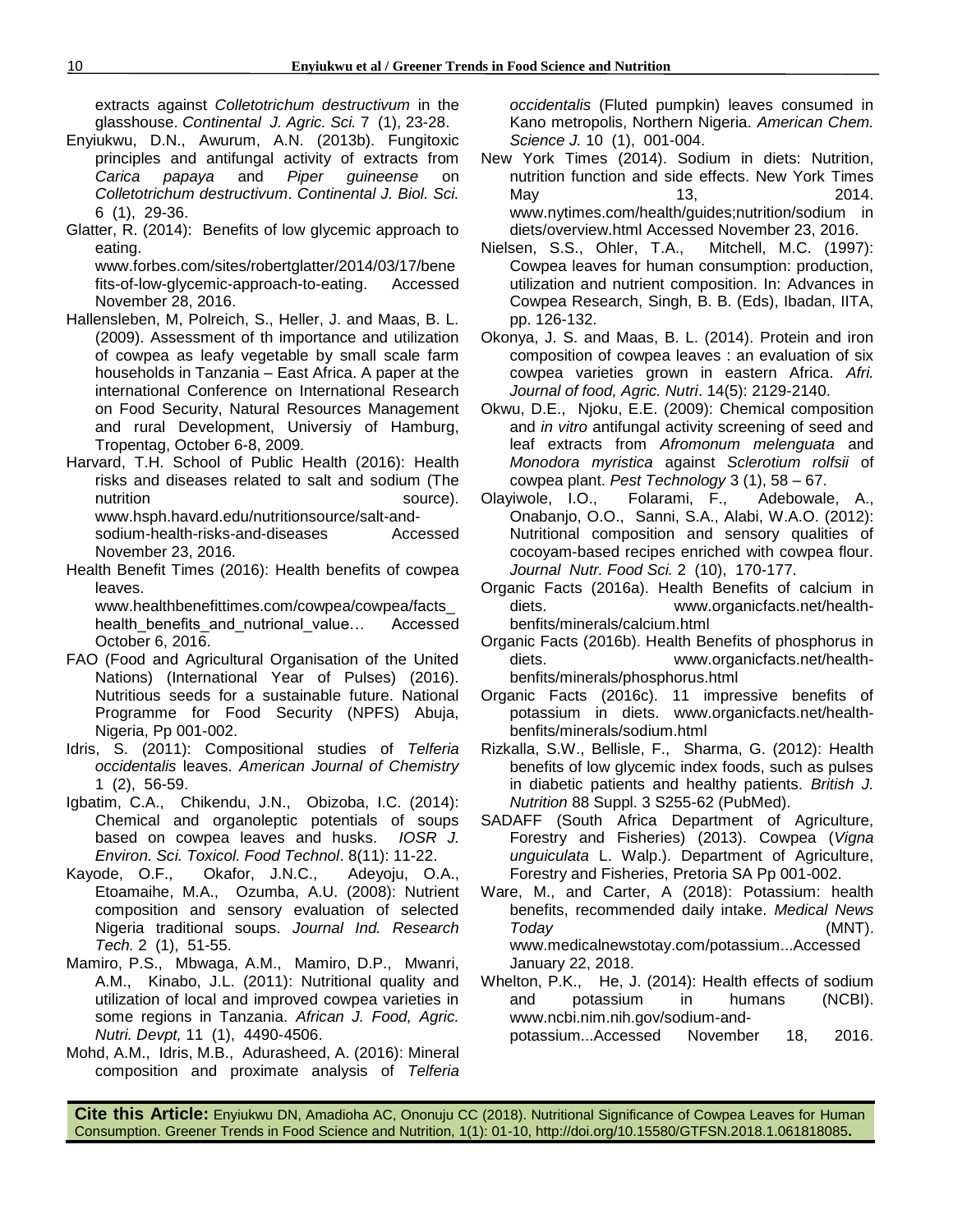extracts against *Colletotrichum destructivum* in the glasshouse. *Continental J. Agric. Sci.* 7 (1), 23-28.

Enyiukwu, D.N., Awurum, A.N. (2013b). Fungitoxic principles and antifungal activity of extracts from *Carica papaya* and *Piper guineense* on *Colletotrichum destructivum*. *Continental J. Biol. Sci.* 6 (1), 29-36.

Glatter, R. (2014): Benefits of low glycemic approach to eating. www.forbes.com/sites/robertglatter/2014/03/17/benefits-of-low-glycemic-approach-to-eating. Accessed November 28, 2016.

Hallensleben, M, Polreich, S., Heller, J. and Maas, B. L. (2009). Assessment of th importance and utilization of cowpea as leafy vegetable by small scale farm households in Tanzania – East Africa. A paper at the international Conference on International Research on Food Security, Natural Resources Management and rural Development, Universiy of Hamburg, Tropentag, October 6-8, 2009.

Harvard, T.H. School of Public Health (2016): Health risks and diseases related to salt and sodium (The nutrition source). www.hsph.havard.edu/nutritionsource/salt-and-sodium-health-risks-and-diseases Accessed November 23, 2016.

Health Benefit Times (2016): Health benefits of cowpea leaves. www.healthbenefittimes.com/cowpea/cowpea/facts_health_benefits_and_nutrional_value… Accessed October 6, 2016.

FAO (Food and Agricultural Organisation of the United Nations) (International Year of Pulses) (2016). Nutritious seeds for a sustainable future. National Programme for Food Security (NPFS) Abuja, Nigeria, Pp 001-002.

Idris, S. (2011): Compositional studies of *Telferia occidentalis* leaves. *American Journal of Chemistry* 1 (2), 56-59.

Igbatim, C.A., Chikendu, J.N., Obizoba, I.C. (2014): Chemical and organoleptic potentials of soups based on cowpea leaves and husks. *IOSR J. Environ. Sci. Toxicol. Food Technol*. 8(11): 11-22.

Kayode, O.F., Okafor, J.N.C., Adeyoju, O.A., Etoamaihe, M.A., Ozumba, A.U. (2008): Nutrient composition and sensory evaluation of selected Nigeria traditional soups. *Journal Ind. Research Tech.* 2 (1), 51-55.

Mamiro, P.S., Mbwaga, A.M., Mamiro, D.P., Mwanri, A.M., Kinabo, J.L. (2011): Nutritional quality and utilization of local and improved cowpea varieties in some regions in Tanzania. *African J. Food, Agric. Nutri. Devpt,* 11 (1), 4490-4506.

Mohd, A.M., Idris, M.B., Adurasheed, A. (2016): Mineral composition and proximate analysis of *Telferia occidentalis* (Fluted pumpkin) leaves consumed in Kano metropolis, Northern Nigeria. *American Chem. Science J.* 10 (1), 001-004.

New York Times (2014). Sodium in diets: Nutrition, nutrition function and side effects. New York Times May 13, 2014. www.nytimes.com/health/guides;nutrition/sodium in diets/overview.html Accessed November 23, 2016.

Nielsen, S.S., Ohler, T.A., Mitchell, M.C. (1997): Cowpea leaves for human consumption: production, utilization and nutrient composition. In: Advances in Cowpea Research, Singh, B. B. (Eds), Ibadan, IITA, pp. 126-132.

Okonya, J. S. and Maas, B. L. (2014). Protein and iron composition of cowpea leaves : an evaluation of six cowpea varieties grown in eastern Africa. *Afri. Journal of food, Agric. Nutri*. 14(5): 2129-2140.

Okwu, D.E., Njoku, E.E. (2009): Chemical composition and *in vitro* antifungal activity screening of seed and leaf extracts from *Afromonum melenguata* and *Monodora myristica* against *Sclerotium rolfsii* of cowpea plant. *Pest Technology* 3 (1), 58 – 67.

Olayiwole, I.O., Folarami, F., Adebowale, A., Onabanjo, O.O., Sanni, S.A., Alabi, W.A.O. (2012): Nutritional composition and sensory qualities of cocoyam-based recipes enriched with cowpea flour. *Journal Nutr. Food Sci.* 2 (10), 170-177.

Organic Facts (2016a). Health Benefits of calcium in diets. www.organicfacts.net/health-benfits/minerals/calcium.html

Organic Facts (2016b). Health Benefits of phosphorus in diets. www.organicfacts.net/health-benfits/minerals/phosphorus.html

Organic Facts (2016c). 11 impressive benefits of potassium in diets. www.organicfacts.net/health-benfits/minerals/sodium.html

Rizkalla, S.W., Bellisle, F., Sharma, G. (2012): Health benefits of low glycemic index foods, such as pulses in diabetic patients and healthy patients. *British J. Nutrition* 88 Suppl. 3 S255-62 (PubMed).

SADAFF (South Africa Department of Agriculture, Forestry and Fisheries) (2013). Cowpea (*Vigna unguiculata* L. Walp.). Department of Agriculture, Forestry and Fisheries, Pretoria SA Pp 001-002.

Ware, M., and Carter, A (2018): Potassium: health benefits, recommended daily intake. *Medical News Today* (MNT). www.medicalnewstotay.com/potassium...Accessed January 22, 2018.

Whelton, P.K., He, J. (2014): Health effects of sodium and potassium in humans (NCBI). www.ncbi.nim.nih.gov/sodium-and-potassium...Accessed November 18, 2016.

**Cite this Article:** Enyiukwu DN, Amadioha AC, Ononuju CC (2018). Nutritional Significance of Cowpea Leaves for Human Consumption. Greener Trends in Food Science and Nutrition, 1(1): 01-10, http://doi.org/10.15580/GTFSN.2018.1.061818085**.**